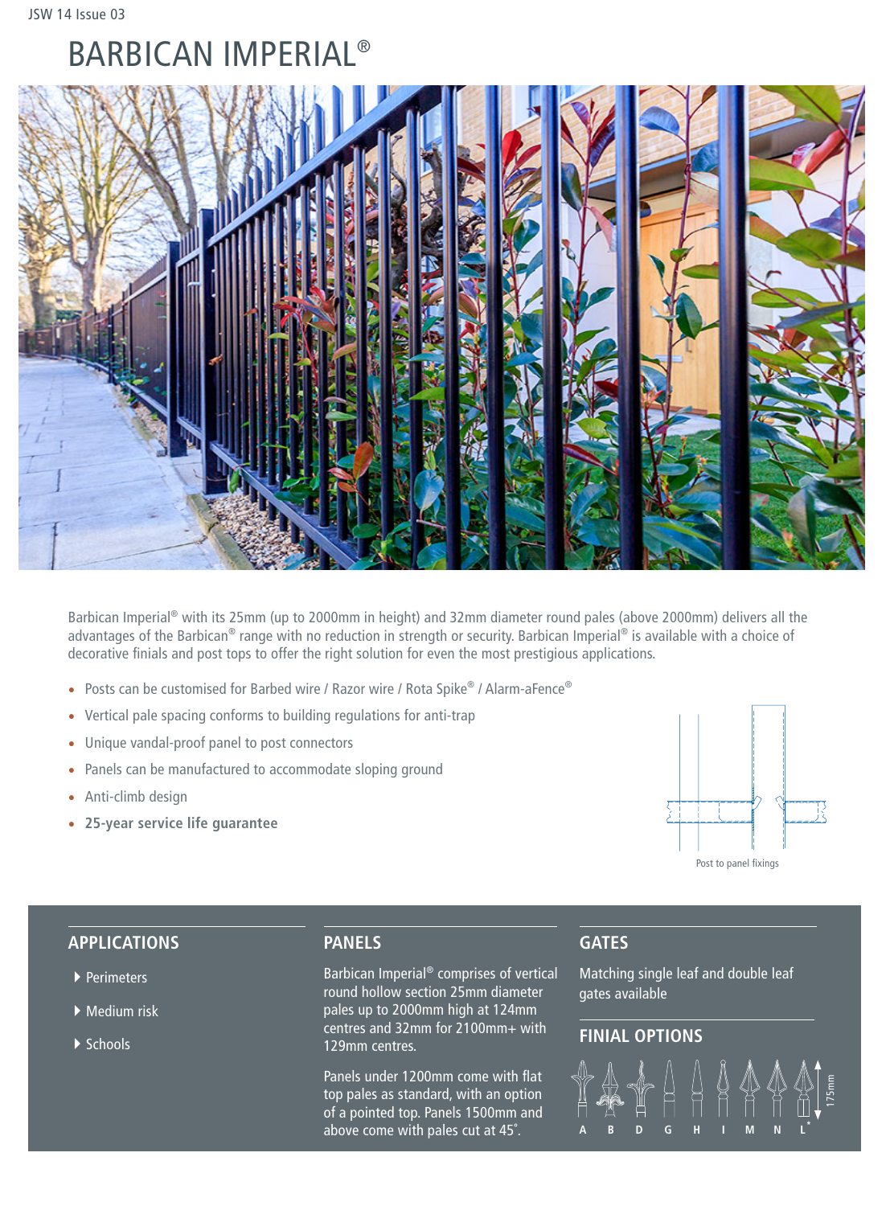# BARBICAN IMPERIAL®

Barbican Imperial® with its 25mm (up to 2000mm in height) and 32mm diameter round pales (above 2000mm) delivers all the advantages of the Barbican® range with no reduction in strength or security. Barbican Imperial® is available with a choice of decorative finials and post tops to offer the right solution for even the most prestigious applications.

- Posts can be customised for Barbed wire / Razor wire / Rota Spike® / Alarm-aFence®
- Vertical pale spacing conforms to building regulations for anti-trap
- Unique vandal-proof panel to post connectors
- Panels can be manufactured to accommodate sloping ground
- Anti-climb design
- **25-year service life guarantee**

Post to panel fixings

## APPLICATIONS

- Perimeters
- Medium risk
- Schools

## PANELS

Barbican Imperial® comprises of vertical round hollow section 25mm diameter pales up to 2000mm high at 124mm centres and 32mm for 2100mm+ with 129mm centres.

Panels under 1200mm come with flat top pales as standard, with an option of a pointed top. Panels 1500mm and above come with pales cut at 45°.

## GATES

Matching single leaf and double leaf gates available

## FINIAL OPTIONS

A B D G H I M N L*

175mm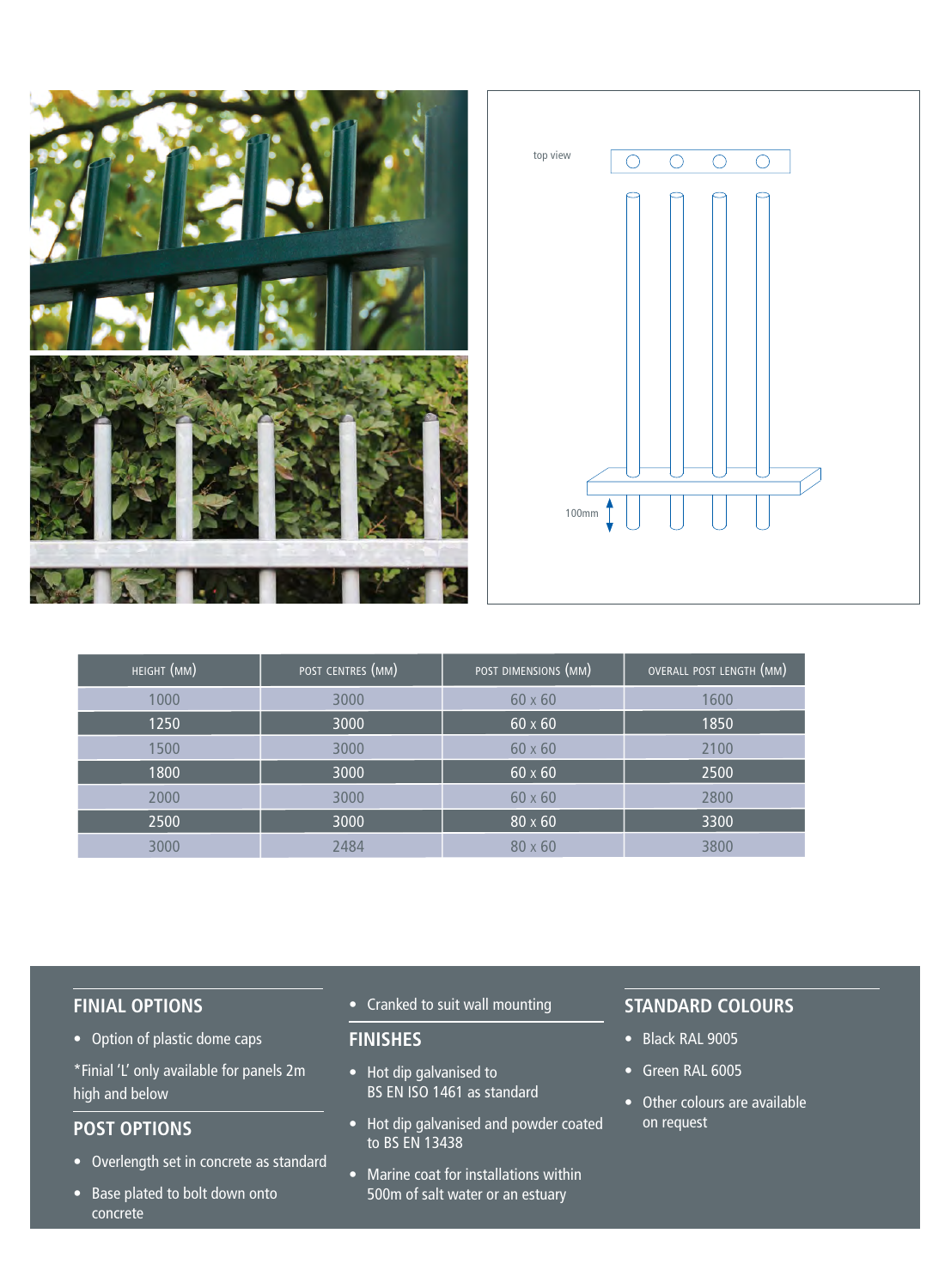top view

100mm

| HEIGHT (MM) | POST CENTRES (MM) | POST DIMENSIONS (MM) | OVERALL POST LENGTH (MM) |
|---|---|---|---|
| 1000 | 3000 | 60 x 60 | 1600 |
| 1250 | 3000 | 60 x 60 | 1850 |
| 1500 | 3000 | 60 x 60 | 2100 |
| 1800 | 3000 | 60 x 60 | 2500 |
| 2000 | 3000 | 60 x 60 | 2800 |
| 2500 | 3000 | 80 x 60 | 3300 |
| 3000 | 2484 | 80 x 60 | 3800 |

## FINIAL OPTIONS

- Option of plastic dome caps

*Finial 'L' only available for panels 2m high and below

## POST OPTIONS

- Overlength set in concrete as standard
- Base plated to bolt down onto concrete
- Cranked to suit wall mounting

## FINISHES

- Hot dip galvanised to BS EN ISO 1461 as standard
- Hot dip galvanised and powder coated to BS EN 13438
- Marine coat for installations within 500m of salt water or an estuary

## STANDARD COLOURS

- Black RAL 9005
- Green RAL 6005
- Other colours are available on request